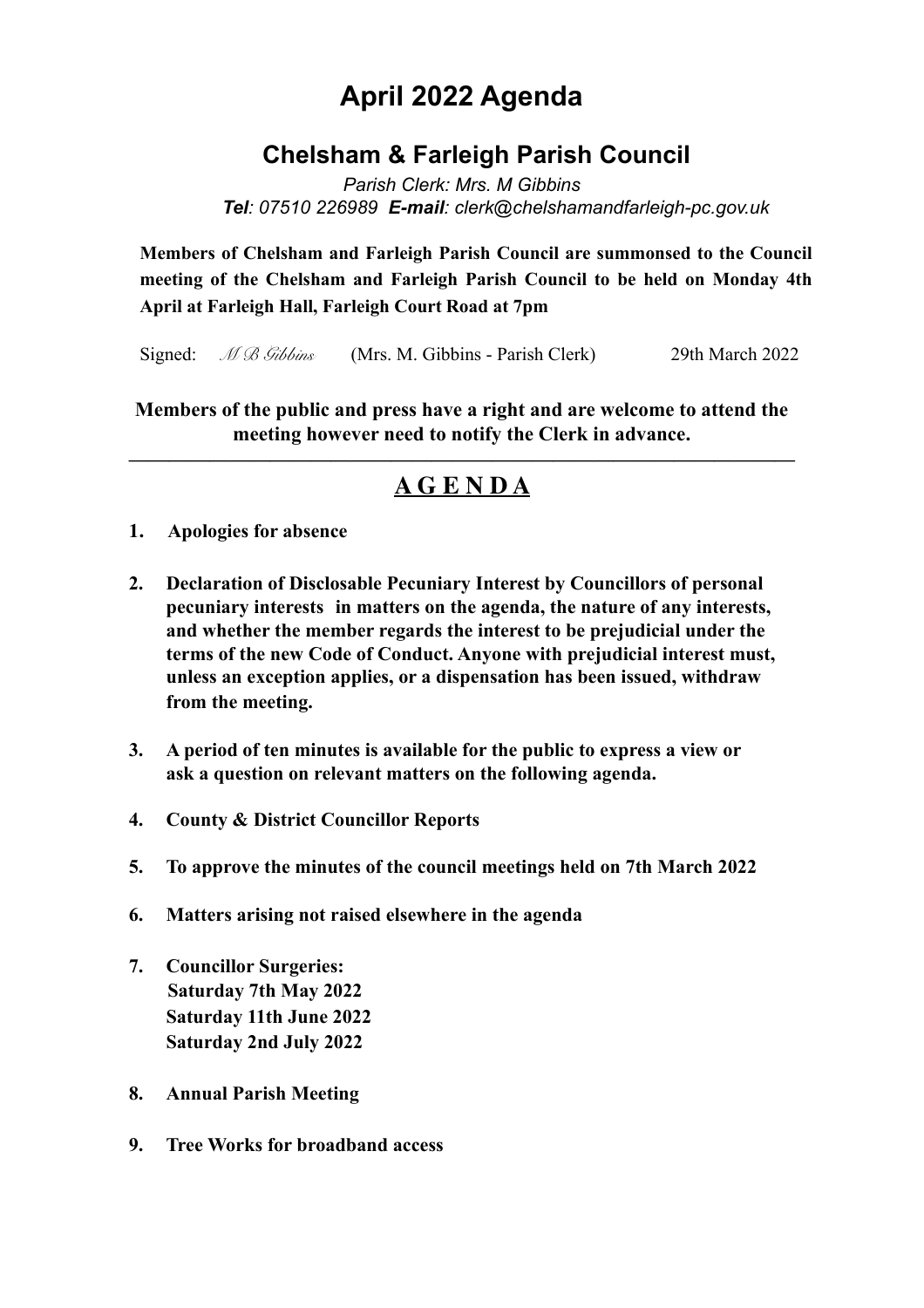# April 2022 Agenda

## Chelsham & Farleigh Parish Council

*Parish Clerk: Mrs. M Gibbins*
***Tel**: 07510 226989 **E-mail**: clerk@chelshamandfarleigh-pc.gov.uk*

**Members of Chelsham and Farleigh Parish Council are summonsed to the Council meeting of the Chelsham and Farleigh Parish Council to be held on Monday 4th April at Farleigh Hall, Farleigh Court Road at 7pm**

Signed: *M B Gibbins* (Mrs. M. Gibbins - Parish Clerk) 29th March 2022

**Members of the public and press have a right and are welcome to attend the meeting however need to notify the Clerk in advance.**

---

## A G E N D A

1. **Apologies for absence**

2. **Declaration of Disclosable Pecuniary Interest by Councillors of personal pecuniary interests in matters on the agenda, the nature of any interests, and whether the member regards the interest to be prejudicial under the terms of the new Code of Conduct. Anyone with prejudicial interest must, unless an exception applies, or a dispensation has been issued, withdraw from the meeting.**

3. **A period of ten minutes is available for the public to express a view or ask a question on relevant matters on the following agenda.**

4. **County & District Councillor Reports**

5. **To approve the minutes of the council meetings held on 7th March 2022**

6. **Matters arising not raised elsewhere in the agenda**

7. **Councillor Surgeries:**
   **Saturday 7th May 2022**
   **Saturday 11th June 2022**
   **Saturday 2nd July 2022**

8. **Annual Parish Meeting**

9. **Tree Works for broadband access**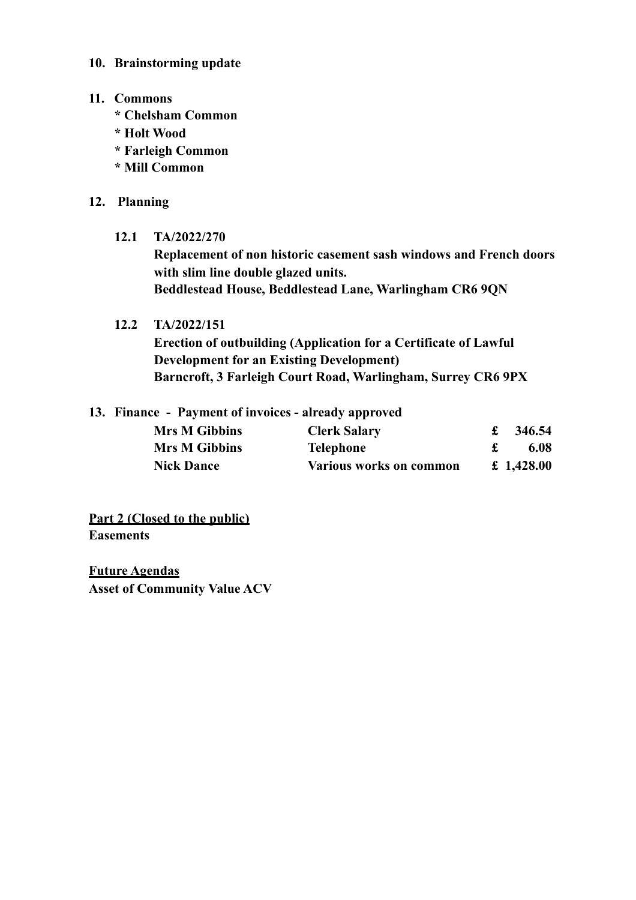**10. Brainstorming update**

**11. Commons**

**\* Chelsham Common**
**\* Holt Wood**
**\* Farleigh Common**
**\* Mill Common**

**12. Planning**

**12.1 TA/2022/270**
**Replacement of non historic casement sash windows and French doors with slim line double glazed units.**
**Beddlestead House, Beddlestead Lane, Warlingham CR6 9QN**

**12.2 TA/2022/151**
**Erection of outbuilding (Application for a Certificate of Lawful Development for an Existing Development)**
**Barncroft, 3 Farleigh Court Road, Warlingham, Surrey CR6 9PX**

**13. Finance - Payment of invoices - already approved**

| | | |
|---|---|---|
| **Mrs M Gibbins** | **Clerk Salary** | **£ 346.54** |
| **Mrs M Gibbins** | **Telephone** | **£ 6.08** |
| **Nick Dance** | **Various works on common** | **£ 1,428.00** |

<u>**Part 2 (Closed to the public)**</u>
**Easements**

<u>**Future Agendas**</u>
**Asset of Community Value ACV**